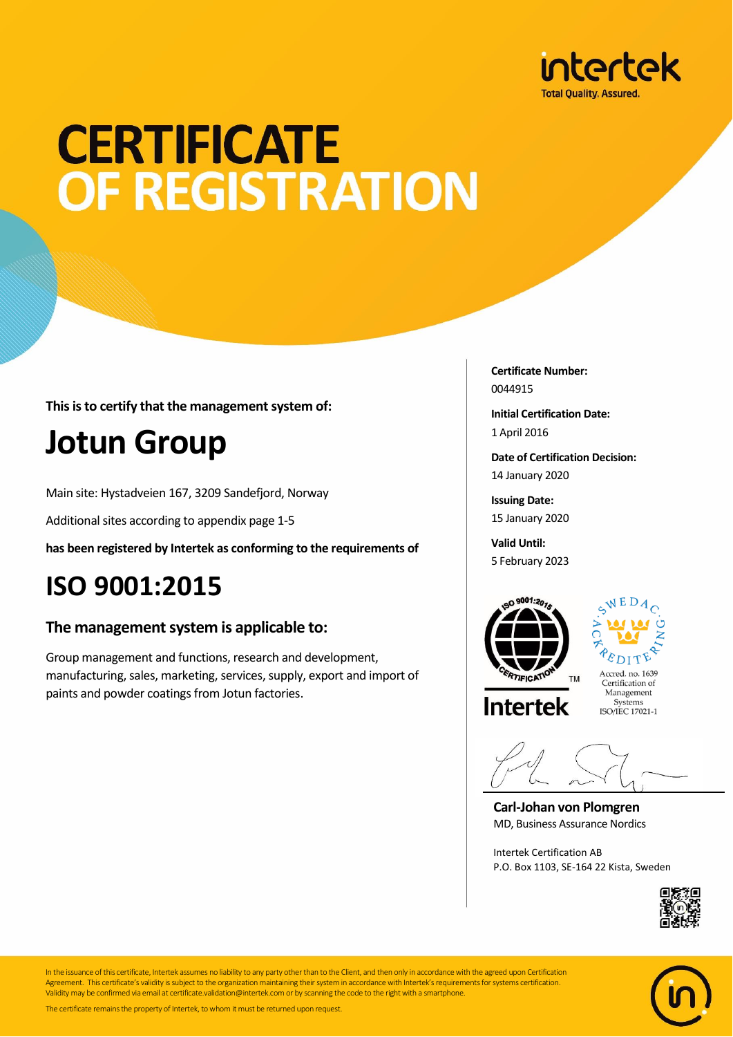intertek
Total Quality. Assured.

# CERTIFICATE OF REGISTRATION

**This is to certify that the management system of:**

## Jotun Group

Main site: Hystadveien 167, 3209 Sandefjord, Norway

Additional sites according to appendix page 1-5

**has been registered by Intertek as conforming to the requirements of**

## ISO 9001:2015

### The management system is applicable to:

Group management and functions, research and development, manufacturing, sales, marketing, services, supply, export and import of paints and powder coatings from Jotun factories.

**Certificate Number:**
0044915

**Initial Certification Date:**
1 April 2016

**Date of Certification Decision:**
14 January 2020

**Issuing Date:**
15 January 2020

**Valid Until:**
5 February 2023

ISO 9001:2015 CERTIFICATION™ Intertek

SWEDAC ACKREDITERING
Accred. no. 1639
Certification of Management Systems
ISO/IEC 17021-1

**Carl-Johan von Plomgren**
MD, Business Assurance Nordics

Intertek Certification AB
P.O. Box 1103, SE-164 22 Kista, Sweden

In the issuance of this certificate, Intertek assumes no liability to any party other than to the Client, and then only in accordance with the agreed upon Certification Agreement. This certificate's validity is subject to the organization maintaining their system in accordance with Intertek's requirements for systems certification. Validity may be confirmed via email at certificate.validation@intertek.com or by scanning the code to the right with a smartphone.

The certificate remains the property of Intertek, to whom it must be returned upon request.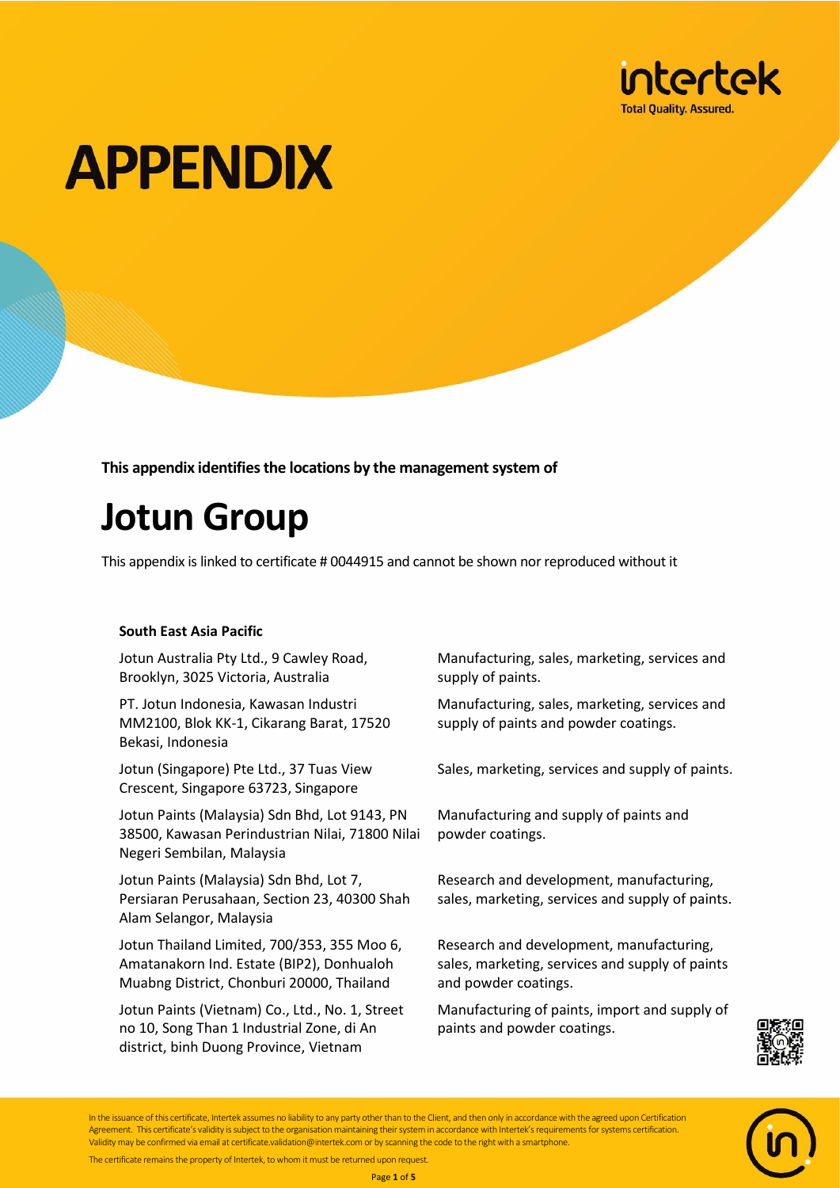# APPENDIX

**This appendix identifies the locations by the management system of**

# Jotun Group

This appendix is linked to certificate # 0044915 and cannot be shown nor reproduced without it

**South East Asia Pacific**

| | |
|---|---|
| Jotun Australia Pty Ltd., 9 Cawley Road, Brooklyn, 3025 Victoria, Australia | Manufacturing, sales, marketing, services and supply of paints. |
| PT. Jotun Indonesia, Kawasan Industri MM2100, Blok KK-1, Cikarang Barat, 17520 Bekasi, Indonesia | Manufacturing, sales, marketing, services and supply of paints and powder coatings. |
| Jotun (Singapore) Pte Ltd., 37 Tuas View Crescent, Singapore 63723, Singapore | Sales, marketing, services and supply of paints. |
| Jotun Paints (Malaysia) Sdn Bhd, Lot 9143, PN 38500, Kawasan Perindustrian Nilai, 71800 Nilai Negeri Sembilan, Malaysia | Manufacturing and supply of paints and powder coatings. |
| Jotun Paints (Malaysia) Sdn Bhd, Lot 7, Persiaran Perusahaan, Section 23, 40300 Shah Alam Selangor, Malaysia | Research and development, manufacturing, sales, marketing, services and supply of paints. |
| Jotun Thailand Limited, 700/353, 355 Moo 6, Amatanakorn Ind. Estate (BIP2), Donhualoh Muabng District, Chonburi 20000, Thailand | Research and development, manufacturing, sales, marketing, services and supply of paints and powder coatings. |
| Jotun Paints (Vietnam) Co., Ltd., No. 1, Street no 10, Song Than 1 Industrial Zone, di An district, binh Duong Province, Vietnam | Manufacturing of paints, import and supply of paints and powder coatings. |

In the issuance of this certificate, Intertek assumes no liability to any party other than to the Client, and then only in accordance with the agreed upon Certification Agreement. This certificate's validity is subject to the organisation maintaining their system in accordance with Intertek's requirements for systems certification. Validity may be confirmed via email at certificate.validation@intertek.com or by scanning the code to the right with a smartphone.

The certificate remains the property of Intertek, to whom it must be returned upon request.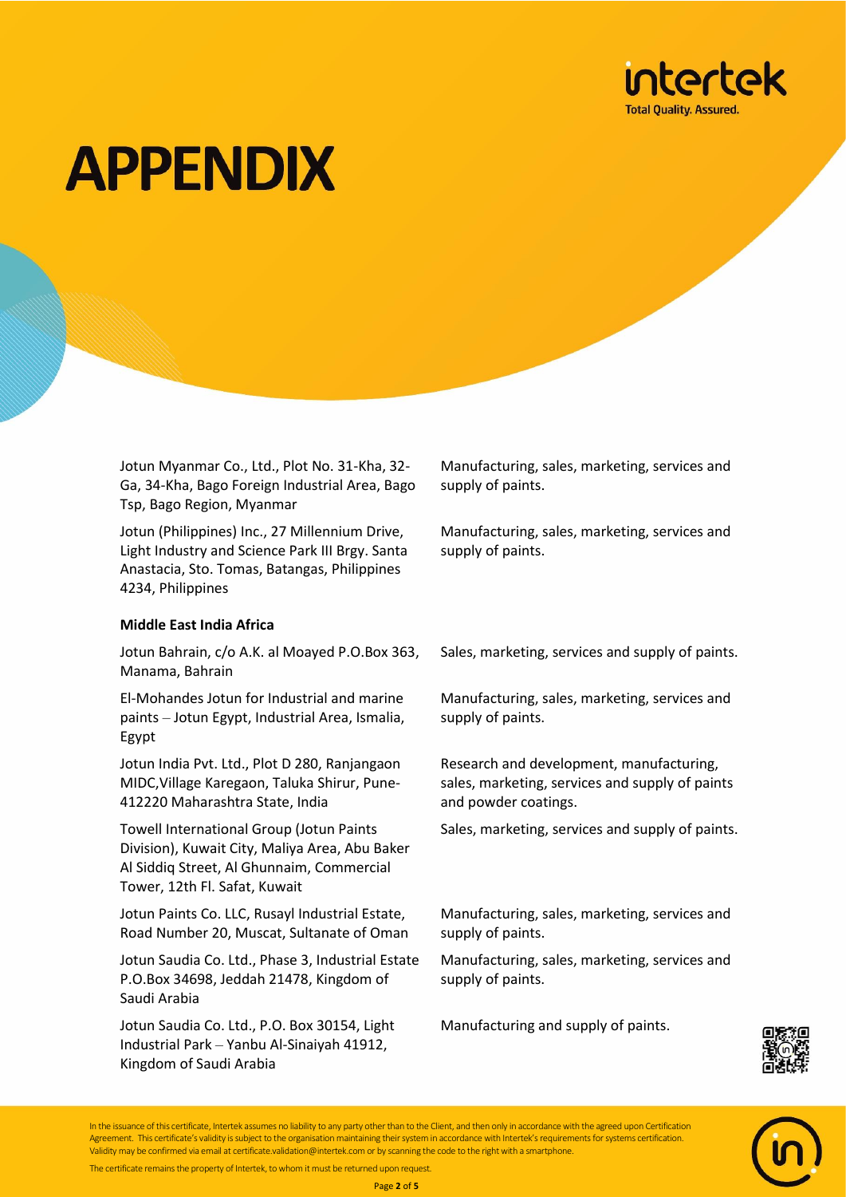# APPENDIX

| | |
|---|---|
| Jotun Myanmar Co., Ltd., Plot No. 31-Kha, 32-Ga, 34-Kha, Bago Foreign Industrial Area, Bago Tsp, Bago Region, Myanmar | Manufacturing, sales, marketing, services and supply of paints. |
| Jotun (Philippines) Inc., 27 Millennium Drive, Light Industry and Science Park III Brgy. Santa Anastacia, Sto. Tomas, Batangas, Philippines 4234, Philippines | Manufacturing, sales, marketing, services and supply of paints. |
| **Middle East India Africa** | |
| Jotun Bahrain, c/o A.K. al Moayed P.O.Box 363, Manama, Bahrain | Sales, marketing, services and supply of paints. |
| El-Mohandes Jotun for Industrial and marine paints – Jotun Egypt, Industrial Area, Ismalia, Egypt | Manufacturing, sales, marketing, services and supply of paints. |
| Jotun India Pvt. Ltd., Plot D 280, Ranjangaon MIDC,Village Karegaon, Taluka Shirur, Pune-412220 Maharashtra State, India | Research and development, manufacturing, sales, marketing, services and supply of paints and powder coatings. |
| Towell International Group (Jotun Paints Division), Kuwait City, Maliya Area, Abu Baker Al Siddiq Street, Al Ghunnaim, Commercial Tower, 12th Fl. Safat, Kuwait | Sales, marketing, services and supply of paints. |
| Jotun Paints Co. LLC, Rusayl Industrial Estate, Road Number 20, Muscat, Sultanate of Oman | Manufacturing, sales, marketing, services and supply of paints. |
| Jotun Saudia Co. Ltd., Phase 3, Industrial Estate P.O.Box 34698, Jeddah 21478, Kingdom of Saudi Arabia | Manufacturing, sales, marketing, services and supply of paints. |
| Jotun Saudia Co. Ltd., P.O. Box 30154, Light Industrial Park – Yanbu Al-Sinaiyah 41912, Kingdom of Saudi Arabia | Manufacturing and supply of paints. |

In the issuance of this certificate, Intertek assumes no liability to any party other than to the Client, and then only in accordance with the agreed upon Certification Agreement. This certificate's validity is subject to the organisation maintaining their system in accordance with Intertek's requirements for systems certification. Validity may be confirmed via email at certificate.validation@intertek.com or by scanning the code to the right with a smartphone.

The certificate remains the property of Intertek, to whom it must be returned upon request.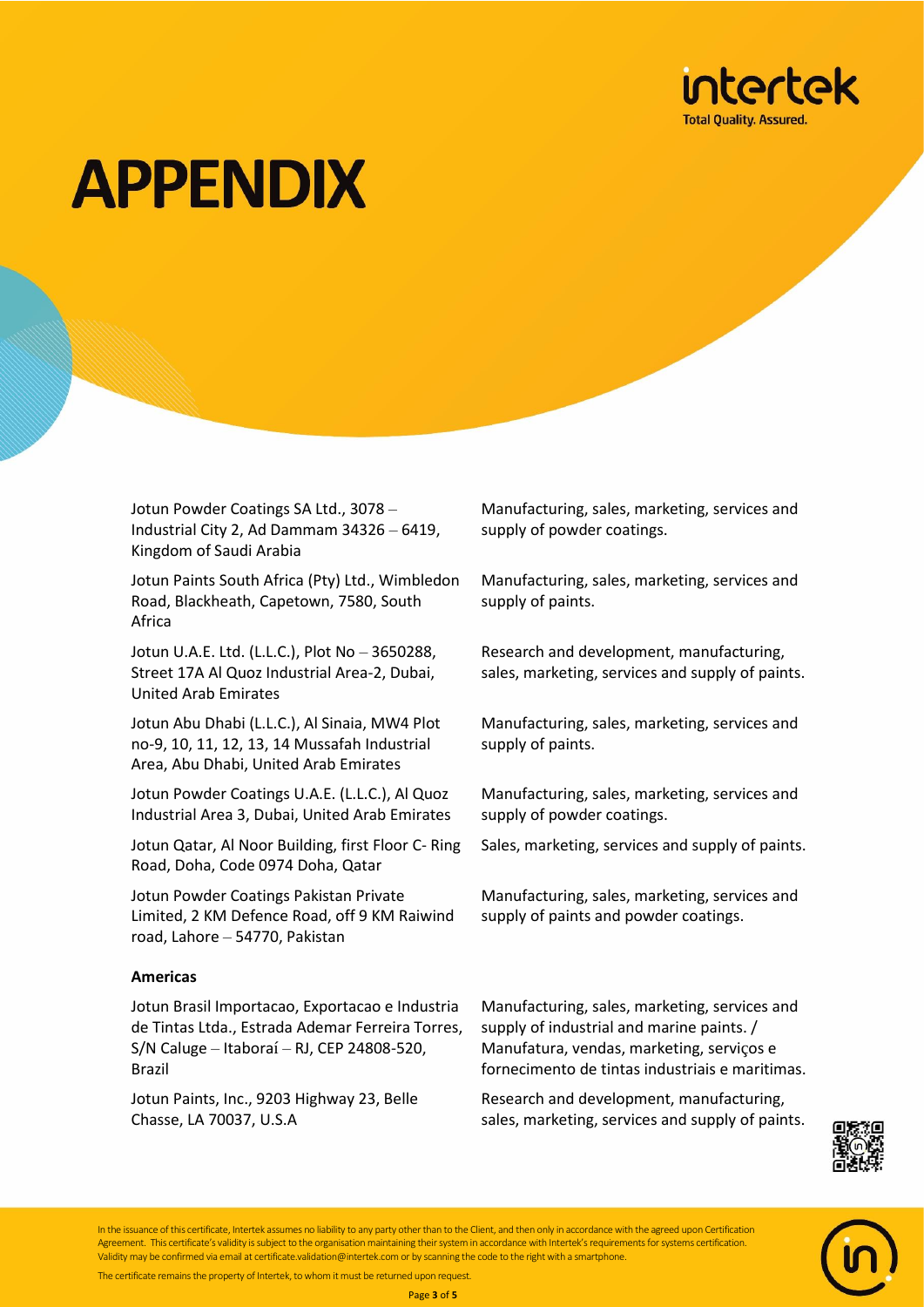# APPENDIX

| | |
|---|---|
| Jotun Powder Coatings SA Ltd., 3078 – Industrial City 2, Ad Dammam 34326 – 6419, Kingdom of Saudi Arabia | Manufacturing, sales, marketing, services and supply of powder coatings. |
| Jotun Paints South Africa (Pty) Ltd., Wimbledon Road, Blackheath, Capetown, 7580, South Africa | Manufacturing, sales, marketing, services and supply of paints. |
| Jotun U.A.E. Ltd. (L.L.C.), Plot No – 3650288, Street 17A Al Quoz Industrial Area-2, Dubai, United Arab Emirates | Research and development, manufacturing, sales, marketing, services and supply of paints. |
| Jotun Abu Dhabi (L.L.C.), Al Sinaia, MW4 Plot no-9, 10, 11, 12, 13, 14 Mussafah Industrial Area, Abu Dhabi, United Arab Emirates | Manufacturing, sales, marketing, services and supply of paints. |
| Jotun Powder Coatings U.A.E. (L.L.C.), Al Quoz Industrial Area 3, Dubai, United Arab Emirates | Manufacturing, sales, marketing, services and supply of powder coatings. |
| Jotun Qatar, Al Noor Building, first Floor C- Ring Road, Doha, Code 0974 Doha, Qatar | Sales, marketing, services and supply of paints. |
| Jotun Powder Coatings Pakistan Private Limited, 2 KM Defence Road, off 9 KM Raiwind road, Lahore – 54770, Pakistan | Manufacturing, sales, marketing, services and supply of paints and powder coatings. |

**Americas**

| | |
|---|---|
| Jotun Brasil Importacao, Exportacao e Industria de Tintas Ltda., Estrada Ademar Ferreira Torres, S/N Caluge – Itaboraí – RJ, CEP 24808-520, Brazil | Manufacturing, sales, marketing, services and supply of industrial and marine paints. / Manufatura, vendas, marketing, serviços e fornecimento de tintas industriais e maritimas. |
| Jotun Paints, Inc., 9203 Highway 23, Belle Chasse, LA 70037, U.S.A | Research and development, manufacturing, sales, marketing, services and supply of paints. |

In the issuance of this certificate, Intertek assumes no liability to any party other than to the Client, and then only in accordance with the agreed upon Certification Agreement. This certificate's validity is subject to the organisation maintaining their system in accordance with Intertek's requirements for systems certification. Validity may be confirmed via email at certificate.validation@intertek.com or by scanning the code to the right with a smartphone.

The certificate remains the property of Intertek, to whom it must be returned upon request.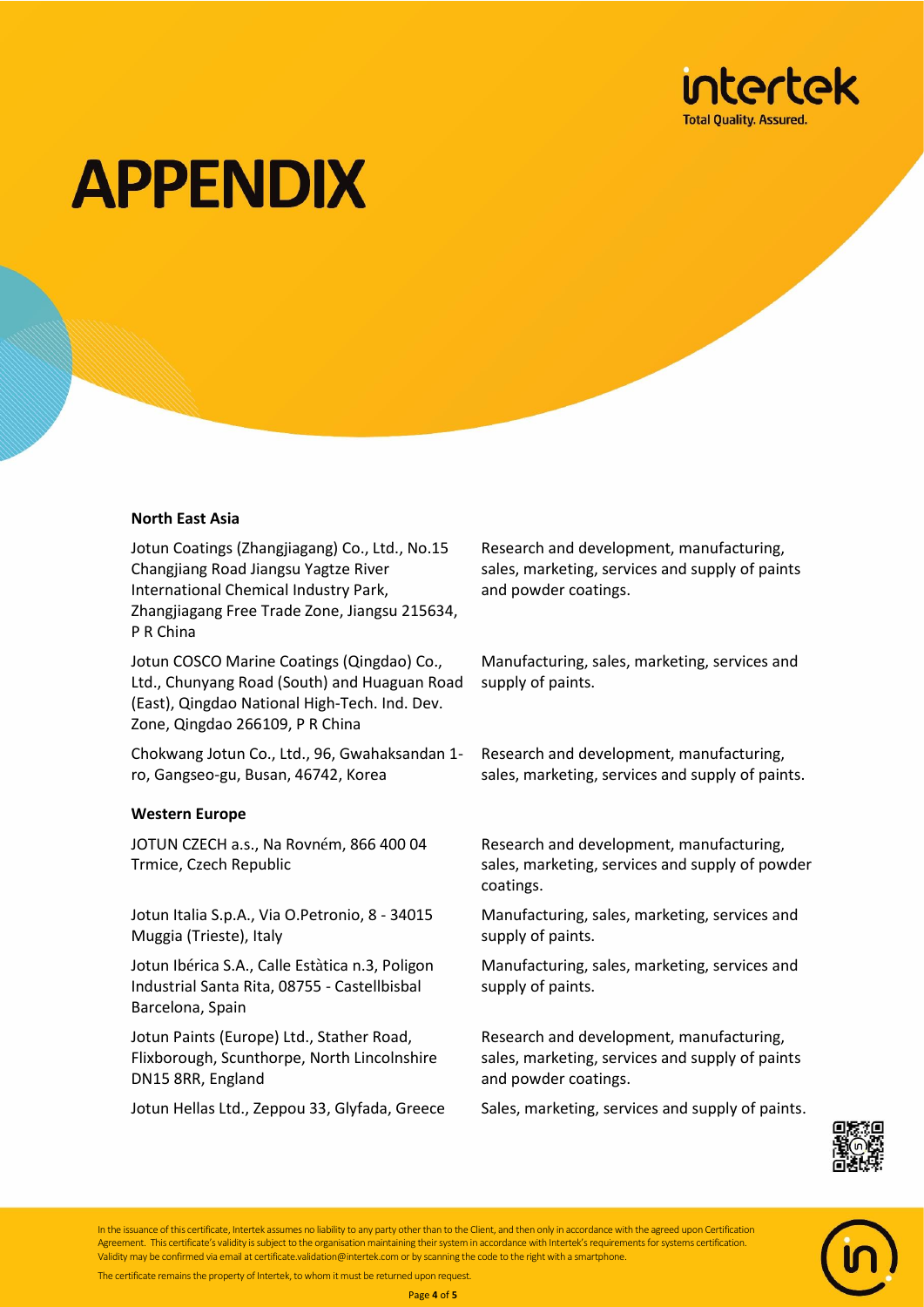# APPENDIX

### North East Asia

| | |
|---|---|
| Jotun Coatings (Zhangjiagang) Co., Ltd., No.15 Changjiang Road Jiangsu Yagtze River International Chemical Industry Park, Zhangjiagang Free Trade Zone, Jiangsu 215634, P R China | Research and development, manufacturing, sales, marketing, services and supply of paints and powder coatings. |
| Jotun COSCO Marine Coatings (Qingdao) Co., Ltd., Chunyang Road (South) and Huaguan Road (East), Qingdao National High-Tech. Ind. Dev. Zone, Qingdao 266109, P R China | Manufacturing, sales, marketing, services and supply of paints. |
| Chokwang Jotun Co., Ltd., 96, Gwahaksandan 1-ro, Gangseo-gu, Busan, 46742, Korea | Research and development, manufacturing, sales, marketing, services and supply of paints. |

### Western Europe

| | |
|---|---|
| JOTUN CZECH a.s., Na Rovném, 866 400 04 Trmice, Czech Republic | Research and development, manufacturing, sales, marketing, services and supply of powder coatings. |
| Jotun Italia S.p.A., Via O.Petronio, 8 - 34015 Muggia (Trieste), Italy | Manufacturing, sales, marketing, services and supply of paints. |
| Jotun Ibérica S.A., Calle Estàtica n.3, Poligon Industrial Santa Rita, 08755 - Castellbisbal Barcelona, Spain | Manufacturing, sales, marketing, services and supply of paints. |
| Jotun Paints (Europe) Ltd., Stather Road, Flixborough, Scunthorpe, North Lincolnshire DN15 8RR, England | Research and development, manufacturing, sales, marketing, services and supply of paints and powder coatings. |
| Jotun Hellas Ltd., Zeppou 33, Glyfada, Greece | Sales, marketing, services and supply of paints. |

In the issuance of this certificate, Intertek assumes no liability to any party other than to the Client, and then only in accordance with the agreed upon Certification Agreement. This certificate's validity is subject to the organisation maintaining their system in accordance with Intertek's requirements for systems certification. Validity may be confirmed via email at certificate.validation@intertek.com or by scanning the code to the right with a smartphone.

The certificate remains the property of Intertek, to whom it must be returned upon request.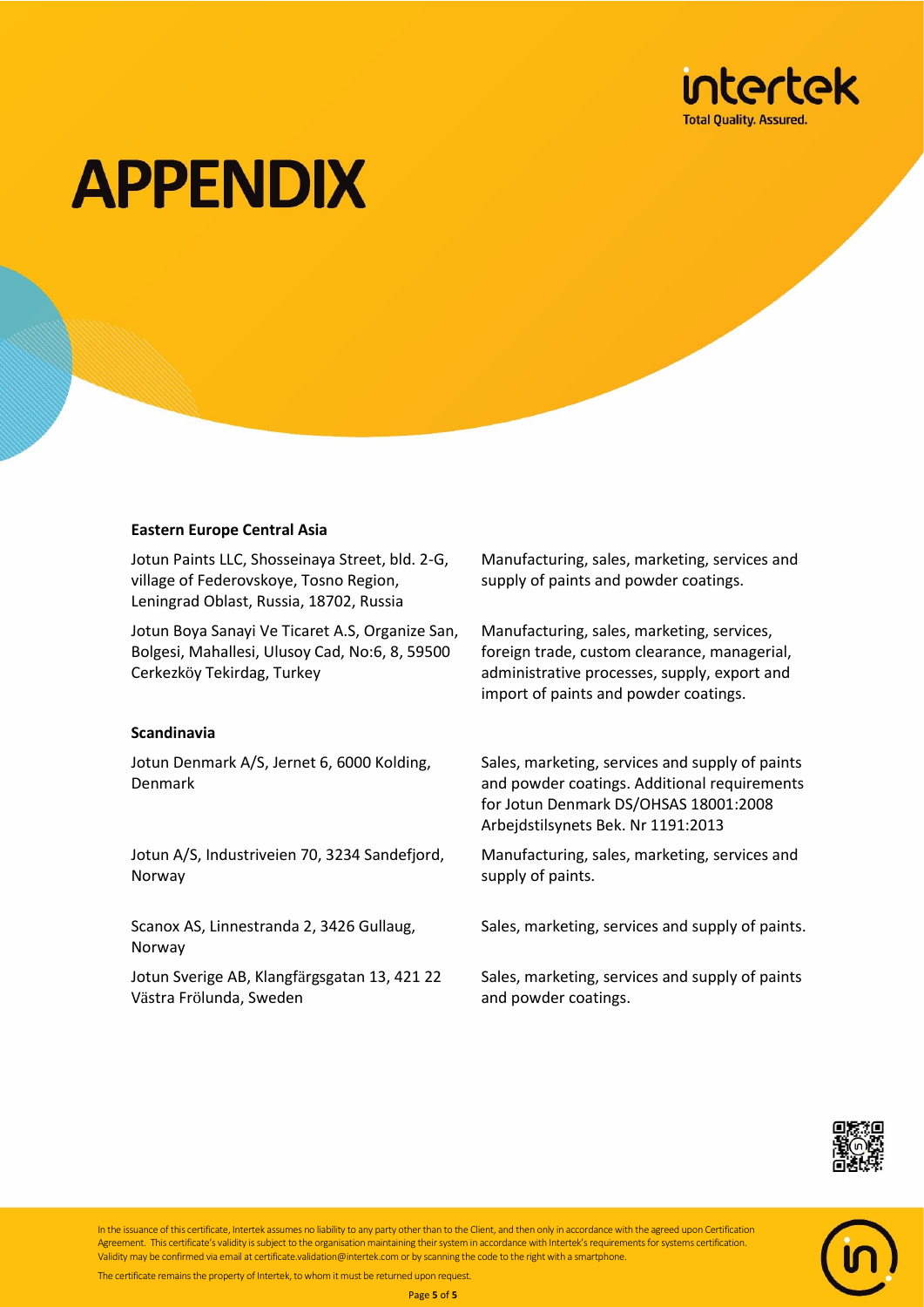# APPENDIX

**Eastern Europe Central Asia**

| | |
|---|---|
| Jotun Paints LLC, Shosseinaya Street, bld. 2-G, village of Federovskoye, Tosno Region, Leningrad Oblast, Russia, 18702, Russia | Manufacturing, sales, marketing, services and supply of paints and powder coatings. |
| Jotun Boya Sanayi Ve Ticaret A.S, Organize San, Bolgesi, Mahallesi, Ulusoy Cad, No:6, 8, 59500 Cerkezköy Tekirdag, Turkey | Manufacturing, sales, marketing, services, foreign trade, custom clearance, managerial, administrative processes, supply, export and import of paints and powder coatings. |

**Scandinavia**

| | |
|---|---|
| Jotun Denmark A/S, Jernet 6, 6000 Kolding, Denmark | Sales, marketing, services and supply of paints and powder coatings. Additional requirements for Jotun Denmark DS/OHSAS 18001:2008 Arbejdstilsynets Bek. Nr 1191:2013 |
| Jotun A/S, Industriveien 70, 3234 Sandefjord, Norway | Manufacturing, sales, marketing, services and supply of paints. |
| Scanox AS, Linnestranda 2, 3426 Gullaug, Norway | Sales, marketing, services and supply of paints. |
| Jotun Sverige AB, Klangfärgsgatan 13, 421 22 Västra Frölunda, Sweden | Sales, marketing, services and supply of paints and powder coatings. |

In the issuance of this certificate, Intertek assumes no liability to any party other than to the Client, and then only in accordance with the agreed upon Certification Agreement. This certificate's validity is subject to the organisation maintaining their system in accordance with Intertek's requirements for systems certification. Validity may be confirmed via email at certificate.validation@intertek.com or by scanning the code to the right with a smartphone.

The certificate remains the property of Intertek, to whom it must be returned upon request.